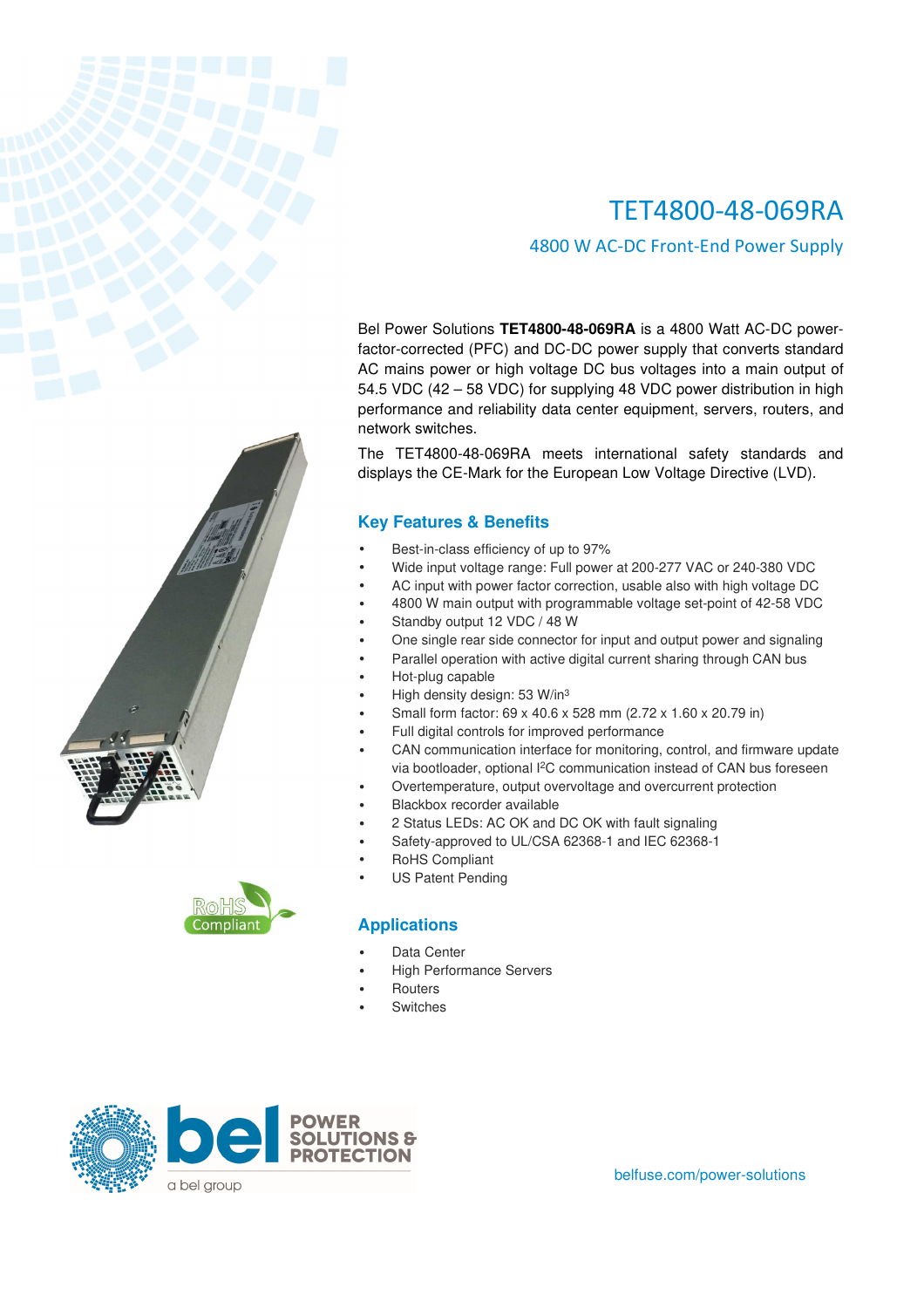# TET4800-48-069RA

## 4800 W AC-DC Front-End Power Supply

Bel Power Solutions **TET4800-48-069RA** is a 4800 Watt AC-DC power-factor-corrected (PFC) and DC-DC power supply that converts standard AC mains power or high voltage DC bus voltages into a main output of 54.5 VDC (42 – 58 VDC) for supplying 48 VDC power distribution in high performance and reliability data center equipment, servers, routers, and network switches.

The TET4800-48-069RA meets international safety standards and displays the CE-Mark for the European Low Voltage Directive (LVD).

### Key Features & Benefits

- Best-in-class efficiency of up to 97%
- Wide input voltage range: Full power at 200-277 VAC or 240-380 VDC
- AC input with power factor correction, usable also with high voltage DC
- 4800 W main output with programmable voltage set-point of 42-58 VDC
- Standby output 12 VDC / 48 W
- One single rear side connector for input and output power and signaling
- Parallel operation with active digital current sharing through CAN bus
- Hot-plug capable
- High density design: 53 W/in$^3$
- Small form factor: 69 x 40.6 x 528 mm (2.72 x 1.60 x 20.79 in)
- Full digital controls for improved performance
- CAN communication interface for monitoring, control, and firmware update via bootloader, optional I$^2$C communication instead of CAN bus foreseen
- Overtemperature, output overvoltage and overcurrent protection
- Blackbox recorder available
- 2 Status LEDs: AC OK and DC OK with fault signaling
- Safety-approved to UL/CSA 62368-1 and IEC 62368-1
- RoHS Compliant
- US Patent Pending

RoHS Compliant

### Applications

- Data Center
- High Performance Servers
- Routers
- Switches

bel POWER SOLUTIONS & PROTECTION
a bel group

belfuse.com/power-solutions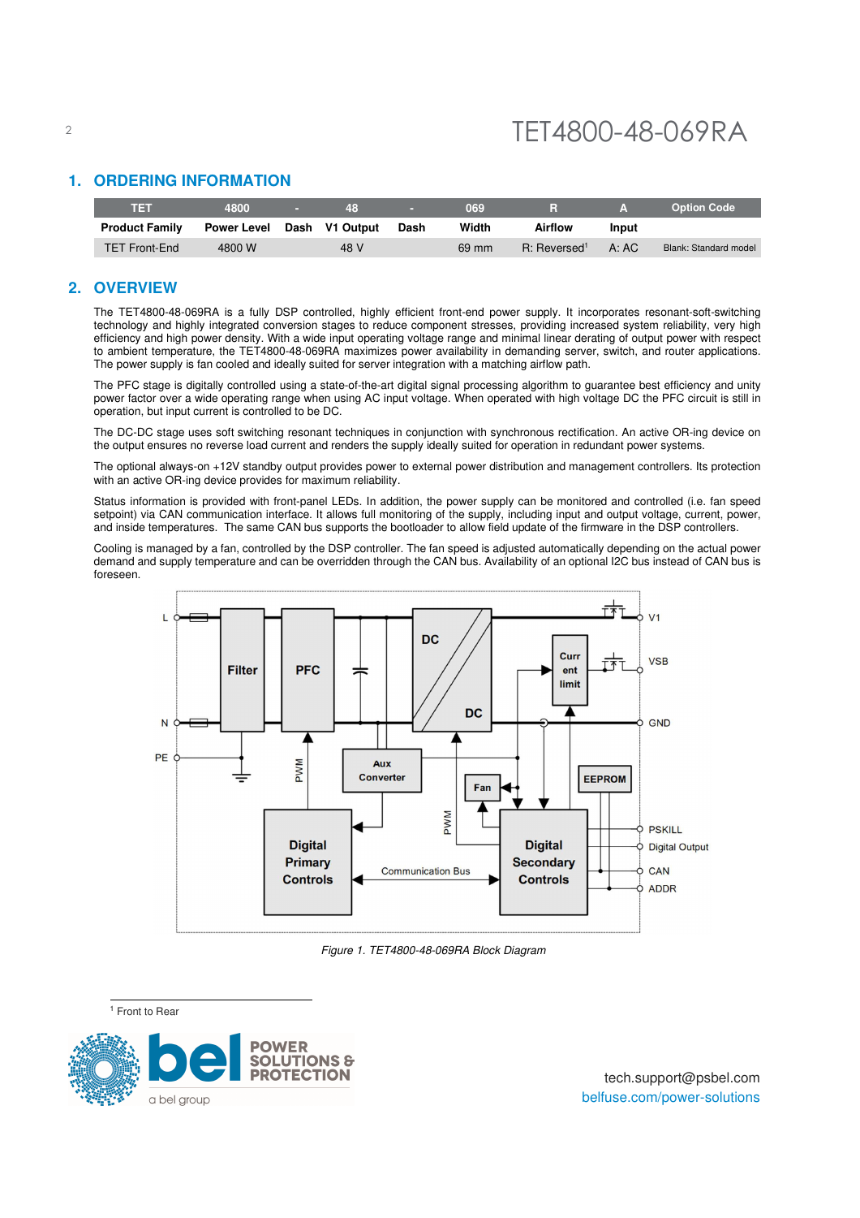## 1. ORDERING INFORMATION

| TET | 4800 | - | 48 | - | 069 | R | A | Option Code |
|---|---|---|---|---|---|---|---|---|
| **Product Family** | **Power Level** | **Dash** | **V1 Output** | **Dash** | **Width** | **Airflow** | **Input** | |
| TET Front-End | 4800 W | | 48 V | | 69 mm | R: Reversed[1] | A: AC | Blank: Standard model |

## 2. OVERVIEW

The TET4800-48-069RA is a fully DSP controlled, highly efficient front-end power supply. It incorporates resonant-soft-switching technology and highly integrated conversion stages to reduce component stresses, providing increased system reliability, very high efficiency and high power density. With a wide input operating voltage range and minimal linear derating of output power with respect to ambient temperature, the TET4800-48-069RA maximizes power availability in demanding server, switch, and router applications. The power supply is fan cooled and ideally suited for server integration with a matching airflow path.

The PFC stage is digitally controlled using a state-of-the-art digital signal processing algorithm to guarantee best efficiency and unity power factor over a wide operating range when using AC input voltage. When operated with high voltage DC the PFC circuit is still in operation, but input current is controlled to be DC.

The DC-DC stage uses soft switching resonant techniques in conjunction with synchronous rectification. An active OR-ing device on the output ensures no reverse load current and renders the supply ideally suited for operation in redundant power systems.

The optional always-on +12V standby output provides power to external power distribution and management controllers. Its protection with an active OR-ing device provides for maximum reliability.

Status information is provided with front-panel LEDs. In addition, the power supply can be monitored and controlled (i.e. fan speed setpoint) via CAN communication interface. It allows full monitoring of the supply, including input and output voltage, current, power, and inside temperatures. The same CAN bus supports the bootloader to allow field update of the firmware in the DSP controllers.

Cooling is managed by a fan, controlled by the DSP controller. The fan speed is adjusted automatically depending on the actual power demand and supply temperature and can be overridden through the CAN bus. Availability of an optional I2C bus instead of CAN bus is foreseen.

*Figure 1. TET4800-48-069RA Block Diagram*

[1] Front to Rear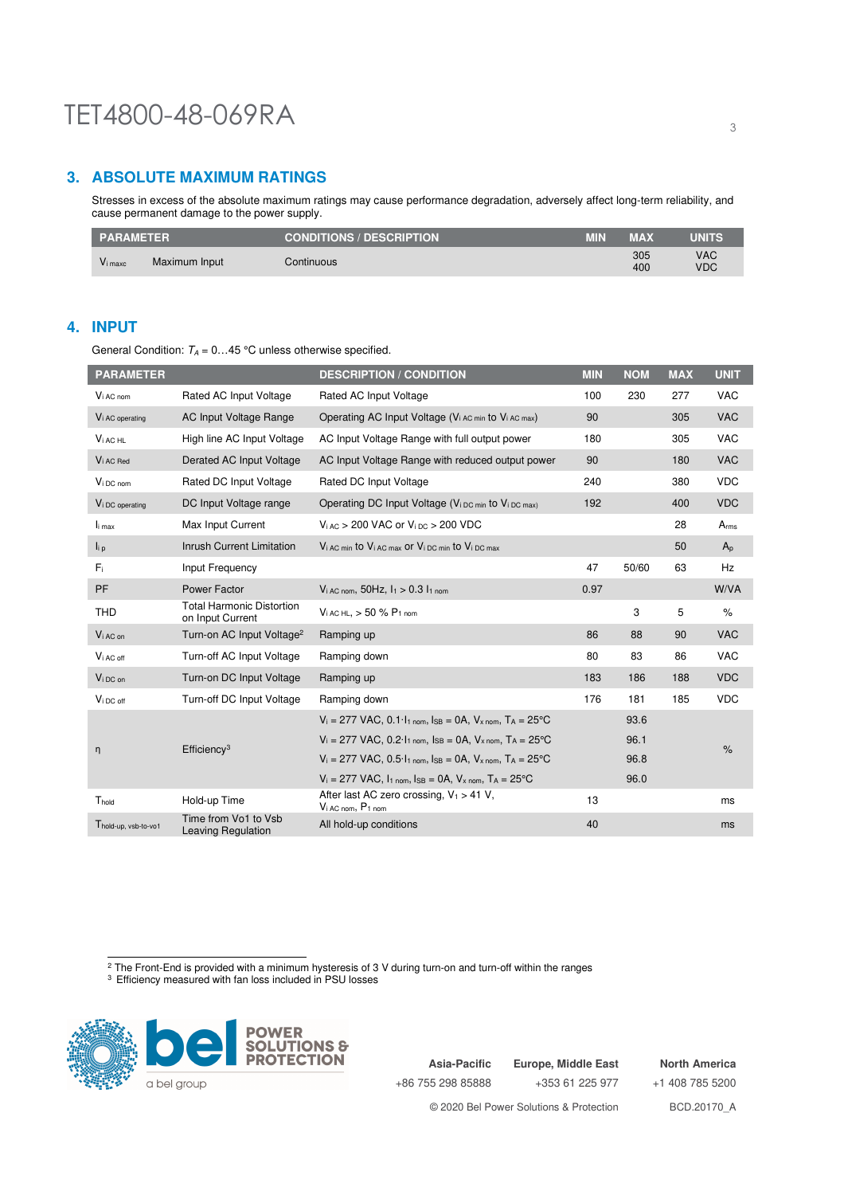## 3. ABSOLUTE MAXIMUM RATINGS

Stresses in excess of the absolute maximum ratings may cause performance degradation, adversely affect long-term reliability, and cause permanent damage to the power supply.

| PARAMETER | | CONDITIONS / DESCRIPTION | MIN | MAX | UNITS |
|---|---|---|---|---|---|
| $V_{i\,maxc}$ | Maximum Input | Continuous | | 305<br>400 | VAC<br>VDC |

## 4. INPUT

General Condition: $T_A$ = 0…45 °C unless otherwise specified.

| PARAMETER | | DESCRIPTION / CONDITION | MIN | NOM | MAX | UNIT |
|---|---|---|---|---|---|---|
| $V_{i\,AC\,nom}$ | Rated AC Input Voltage | Rated AC Input Voltage | 100 | 230 | 277 | VAC |
| $V_{i\,AC\,operating}$ | AC Input Voltage Range | Operating AC Input Voltage ($V_{i\,AC\,min}$ to $V_{i\,AC\,max}$) | 90 | | 305 | VAC |
| $V_{i\,AC\,HL}$ | High line AC Input Voltage | AC Input Voltage Range with full output power | 180 | | 305 | VAC |
| $V_{i\,AC\,Red}$ | Derated AC Input Voltage | AC Input Voltage Range with reduced output power | 90 | | 180 | VAC |
| $V_{i\,DC\,nom}$ | Rated DC Input Voltage | Rated DC Input Voltage | 240 | | 380 | VDC |
| $V_{i\,DC\,operating}$ | DC Input Voltage range | Operating DC Input Voltage ($V_{i\,DC\,min}$ to $V_{i\,DC\,max}$) | 192 | | 400 | VDC |
| $I_{i\,max}$ | Max Input Current | $V_{i\,AC}$ > 200 VAC or $V_{i\,DC}$ > 200 VDC | | | 28 | $A_{rms}$ |
| $I_{i\,p}$ | Inrush Current Limitation | $V_{i\,AC\,min}$ to $V_{i\,AC\,max}$ or $V_{i\,DC\,min}$ to $V_{i\,DC\,max}$ | | | 50 | $A_p$ |
| $F_i$ | Input Frequency | | 47 | 50/60 | 63 | Hz |
| PF | Power Factor | $V_{i\,AC\,nom}$, 50Hz, $I_1$ > 0.3 $I_{1\,nom}$ | 0.97 | | | W/VA |
| THD | Total Harmonic Distortion on Input Current | $V_{i\,AC\,HL}$, > 50 % $P_{1\,nom}$ | | 3 | 5 | % |
| $V_{i\,AC\,on}$ | Turn-on AC Input Voltage[2] | Ramping up | 86 | 88 | 90 | VAC |
| $V_{i\,AC\,off}$ | Turn-off AC Input Voltage | Ramping down | 80 | 83 | 86 | VAC |
| $V_{i\,DC\,on}$ | Turn-on DC Input Voltage | Ramping up | 183 | 186 | 188 | VDC |
| $V_{i\,DC\,off}$ | Turn-off DC Input Voltage | Ramping down | 176 | 181 | 185 | VDC |
| η | Efficiency[3] | $V_i$ = 277 VAC, 0.1·$I_{1\,nom}$, $I_{SB}$ = 0A, $V_{x\,nom}$, $T_A$ = 25°C | | 93.6 | | % |
| | | $V_i$ = 277 VAC, 0.2·$I_{1\,nom}$, $I_{SB}$ = 0A, $V_{x\,nom}$, $T_A$ = 25°C | | 96.1 | | |
| | | $V_i$ = 277 VAC, 0.5·$I_{1\,nom}$, $I_{SB}$ = 0A, $V_{x\,nom}$, $T_A$ = 25°C | | 96.8 | | |
| | | $V_i$ = 277 VAC, $I_{1\,nom}$, $I_{SB}$ = 0A, $V_{x\,nom}$, $T_A$ = 25°C | | 96.0 | | |
| $T_{hold}$ | Hold-up Time | After last AC zero crossing, $V_1$ > 41 V, $V_{i\,AC\,nom}$, $P_{1\,nom}$ | 13 | | | ms |
| $T_{hold\text{-}up,\,vsb\text{-}to\text{-}vo1}$ | Time from Vo1 to Vsb Leaving Regulation | All hold-up conditions | 40 | | | ms |

[2] The Front-End is provided with a minimum hysteresis of 3 V during turn-on and turn-off within the ranges
[3] Efficiency measured with fan loss included in PSU losses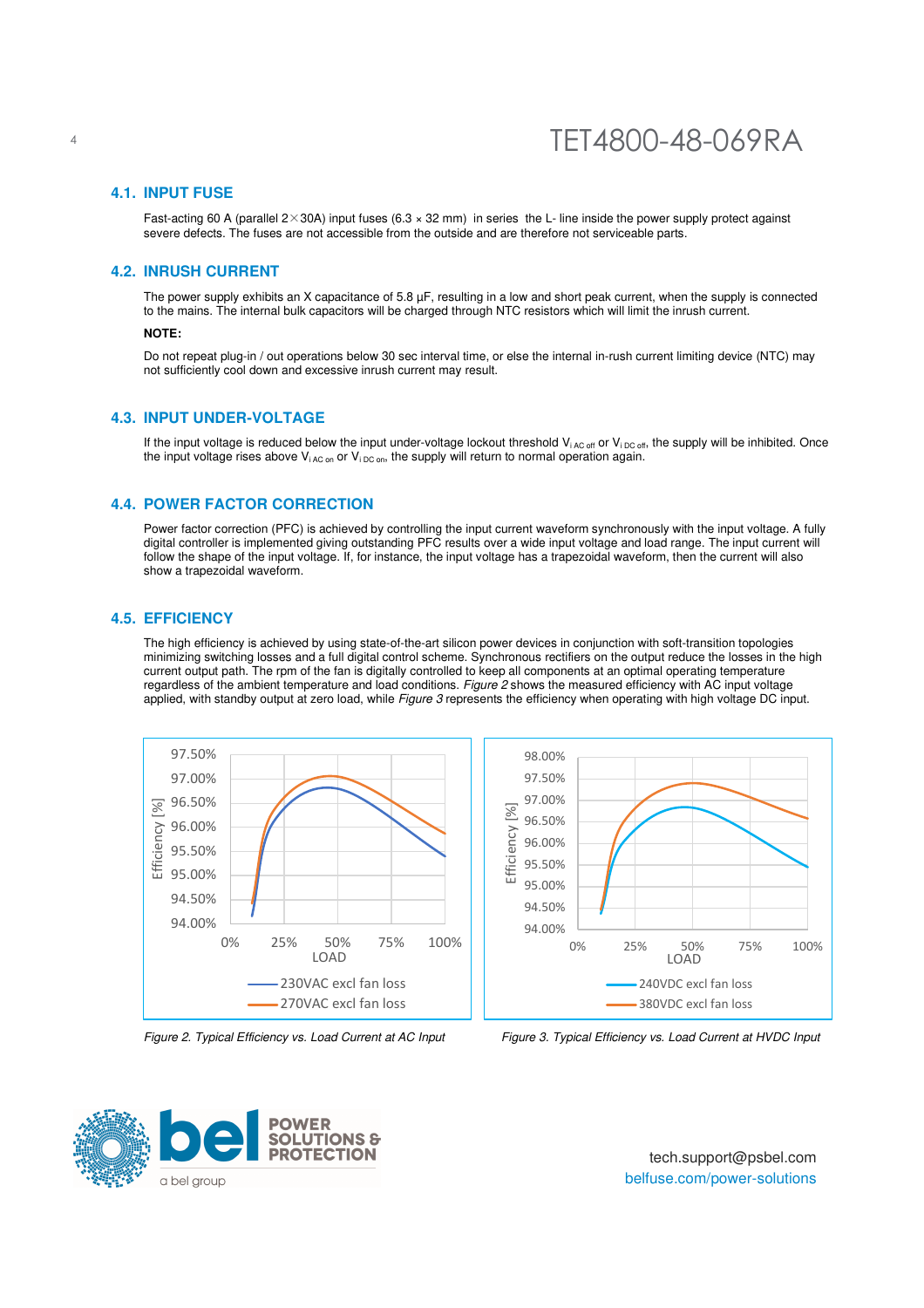## 4.1. INPUT FUSE

Fast-acting 60 A (parallel 2×30A) input fuses (6.3 × 32 mm) in series the L- line inside the power supply protect against severe defects. The fuses are not accessible from the outside and are therefore not serviceable parts.

## 4.2. INRUSH CURRENT

The power supply exhibits an X capacitance of 5.8 µF, resulting in a low and short peak current, when the supply is connected to the mains. The internal bulk capacitors will be charged through NTC resistors which will limit the inrush current.

**NOTE:**

Do not repeat plug-in / out operations below 30 sec interval time, or else the internal in-rush current limiting device (NTC) may not sufficiently cool down and excessive inrush current may result.

## 4.3. INPUT UNDER-VOLTAGE

If the input voltage is reduced below the input under-voltage lockout threshold $V_{i\ AC\ off}$ or $V_{i\ DC\ off}$, the supply will be inhibited. Once the input voltage rises above $V_{i\ AC\ on}$ or $V_{i\ DC\ on}$, the supply will return to normal operation again.

## 4.4. POWER FACTOR CORRECTION

Power factor correction (PFC) is achieved by controlling the input current waveform synchronously with the input voltage. A fully digital controller is implemented giving outstanding PFC results over a wide input voltage and load range. The input current will follow the shape of the input voltage. If, for instance, the input voltage has a trapezoidal waveform, then the current will also show a trapezoidal waveform.

## 4.5. EFFICIENCY

The high efficiency is achieved by using state-of-the-art silicon power devices in conjunction with soft-transition topologies minimizing switching losses and a full digital control scheme. Synchronous rectifiers on the output reduce the losses in the high current output path. The rpm of the fan is digitally controlled to keep all components at an optimal operating temperature regardless of the ambient temperature and load conditions. *Figure 2* shows the measured efficiency with AC input voltage applied, with standby output at zero load, while *Figure 3* represents the efficiency when operating with high voltage DC input.

*Figure 2. Typical Efficiency vs. Load Current at AC Input*

*Figure 3. Typical Efficiency vs. Load Current at HVDC Input*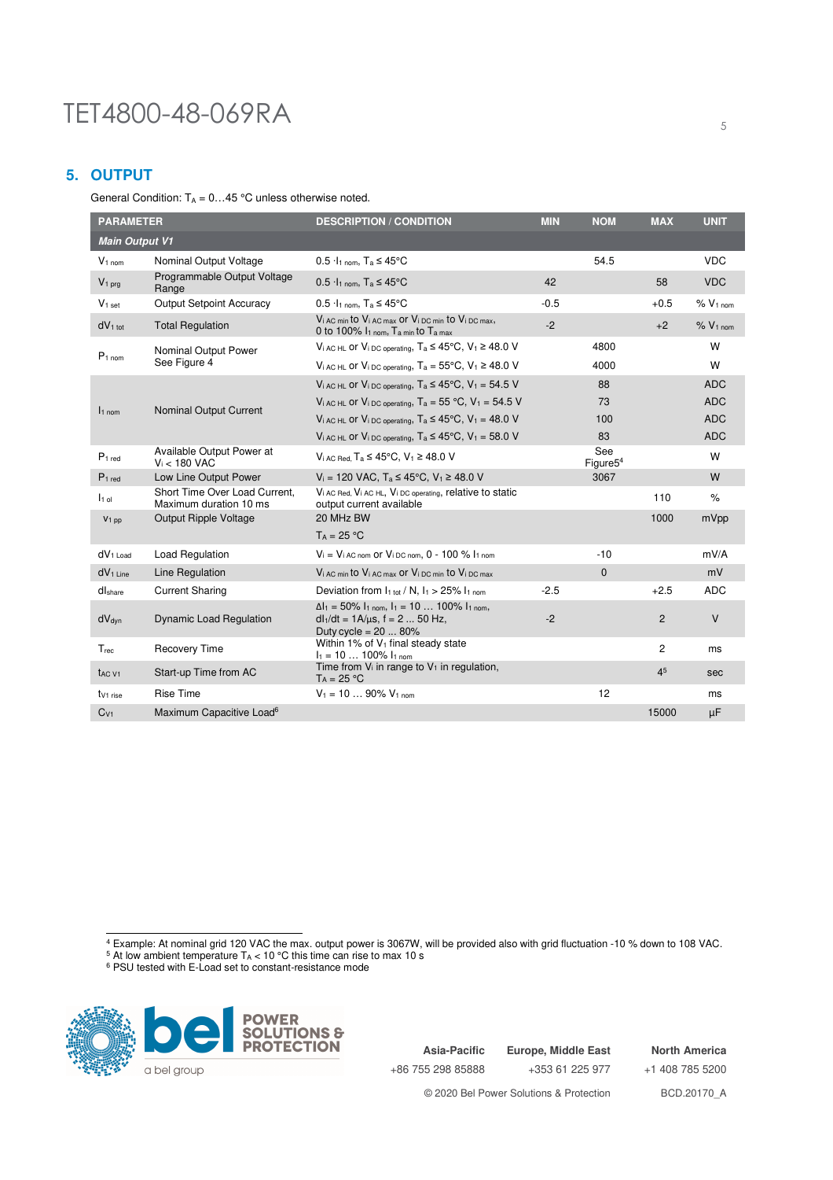## 5. OUTPUT

General Condition: $T_A$ = 0…45 °C unless otherwise noted.

| PARAMETER | | DESCRIPTION / CONDITION | MIN | NOM | MAX | UNIT |
|---|---|---|---|---|---|---|
| ***Main Output V1*** | | | | | | |
| $V_{1\ nom}$ | Nominal Output Voltage | 0.5 $\cdot I_{1\ nom}$, $T_a \leq 45°C$ | | 54.5 | | VDC |
| $V_{1\ prg}$ | Programmable Output Voltage Range | 0.5 $\cdot I_{1\ nom}$, $T_a \leq 45°C$ | 42 | | 58 | VDC |
| $V_{1\ set}$ | Output Setpoint Accuracy | 0.5 $\cdot I_{1\ nom}$, $T_a \leq 45°C$ | -0.5 | | +0.5 | % $V_{1\ nom}$ |
| $dV_{1\ tot}$ | Total Regulation | $V_{i\ AC\ min}$ to $V_{i\ AC\ max}$ or $V_{i\ DC\ min}$ to $V_{i\ DC\ max}$, 0 to 100% $I_{1\ nom}$, $T_{a\ min}$ to $T_{a\ max}$ | -2 | | +2 | % $V_{1\ nom}$ |
| $P_{1\ nom}$ | Nominal Output Power See Figure 4 | $V_{i\ AC\ HL}$ or $V_{i\ DC\ operating}$, $T_a \leq 45°C$, $V_1 \geq 48.0$ V | | 4800 | | W |
| | | $V_{i\ AC\ HL}$ or $V_{i\ DC\ operating}$, $T_a$ = 55°C, $V_1 \geq 48.0$ V | | 4000 | | W |
| $I_{1\ nom}$ | Nominal Output Current | $V_{i\ AC\ HL}$ or $V_{i\ DC\ operating}$, $T_a \leq 45°C$, $V_1$ = 54.5 V | | 88 | | ADC |
| | | $V_{i\ AC\ HL}$ or $V_{i\ DC\ operating}$, $T_a$ = 55 °C, $V_1$ = 54.5 V | | 73 | | ADC |
| | | $V_{i\ AC\ HL}$ or $V_{i\ DC\ operating}$, $T_a \leq 45°C$, $V_1$ = 48.0 V | | 100 | | ADC |
| | | $V_{i\ AC\ HL}$ or $V_{i\ DC\ operating}$, $T_a \leq 45°C$, $V_1$ = 58.0 V | | 83 | | ADC |
| $P_{1\ red}$ | Available Output Power at $V_i$ < 180 VAC | $V_{i\ AC\ Red}$, $T_a \leq 45°C$, $V_1 \geq 48.0$ V | | See Figure5[4] | | W |
| $P_{1\ red}$ | Low Line Output Power | $V_i$ = 120 VAC, $T_a \leq 45°C$, $V_1 \geq 48.0$ V | | 3067 | | W |
| $I_{1\ ol}$ | Short Time Over Load Current, Maximum duration 10 ms | $V_{i\ AC\ Red}$, $V_{i\ AC\ HL}$, $V_{i\ DC\ operating}$, relative to static output current available | | | 110 | % |
| $V_{1\ pp}$ | Output Ripple Voltage | 20 MHz BW<br>$T_A$ = 25 °C | | | 1000 | mVpp |
| $dV_{1\ Load}$ | Load Regulation | $V_i$ = $V_{i\ AC\ nom}$ or $V_{i\ DC\ nom}$, 0 - 100 % $I_{1\ nom}$ | | -10 | | mV/A |
| $dV_{1\ Line}$ | Line Regulation | $V_{i\ AC\ min}$ to $V_{i\ AC\ max}$ or $V_{i\ DC\ min}$ to $V_{i\ DC\ max}$ | | 0 | | mV |
| $dI_{share}$ | Current Sharing | Deviation from $I_{1\ tot}$ / N, $I_1$ > 25% $I_{1\ nom}$ | -2.5 | | +2.5 | ADC |
| $dV_{dyn}$ | Dynamic Load Regulation | $\Delta I_1$ = 50% $I_{1\ nom}$, $I_1$ = 10 … 100% $I_{1\ nom}$, $dI_1/dt$ = 1A/µs, f = 2 ... 50 Hz, Duty cycle = 20 ... 80% | -2 | | 2 | V |
| $T_{rec}$ | Recovery Time | Within 1% of $V_1$ final steady state<br>$I_1$ = 10 … 100% $I_{1\ nom}$ | | | 2 | ms |
| $t_{AC\ V1}$ | Start-up Time from AC | Time from $V_i$ in range to $V_1$ in regulation, $T_A$ = 25 °C | | | 4[5] | sec |
| $t_{V1\ rise}$ | Rise Time | $V_1$ = 10 … 90% $V_{1\ nom}$ | | 12 | | ms |
| $C_{V1}$ | Maximum Capacitive Load[6] | | | | 15000 | µF |

[4] Example: At nominal grid 120 VAC the max. output power is 3067W, will be provided also with grid fluctuation -10 % down to 108 VAC.
[5] At low ambient temperature $T_A$ < 10 °C this time can rise to max 10 s
[6] PSU tested with E-Load set to constant-resistance mode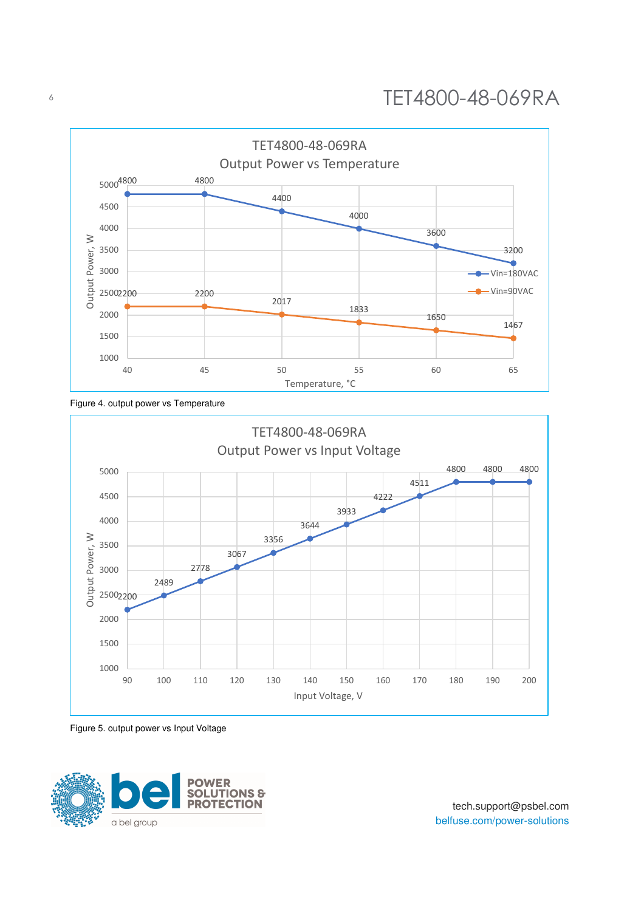**TET4800-48-069RA**
**Output Power vs Temperature**

| Temperature, °C | Vin=180VAC Output Power, W | Vin=90VAC Output Power, W |
|---|---|---|
| 40 | 4800 | 2200 |
| 45 | 4800 | 2200 |
| 50 | 4400 | 2017 |
| 55 | 4000 | 1833 |
| 60 | 3600 | 1650 |
| 65 | 3200 | 1467 |

Figure 4. output power vs Temperature

**TET4800-48-069RA**
**Output Power vs Input Voltage**

| Input Voltage, V | Output Power, W |
|---|---|
| 90 | 2200 |
| 100 | 2489 |
| 110 | 2778 |
| 120 | 3067 |
| 130 | 3356 |
| 140 | 3644 |
| 150 | 3933 |
| 160 | 4222 |
| 170 | 4511 |
| 180 | 4800 |
| 190 | 4800 |
| 200 | 4800 |

Figure 5. output power vs Input Voltage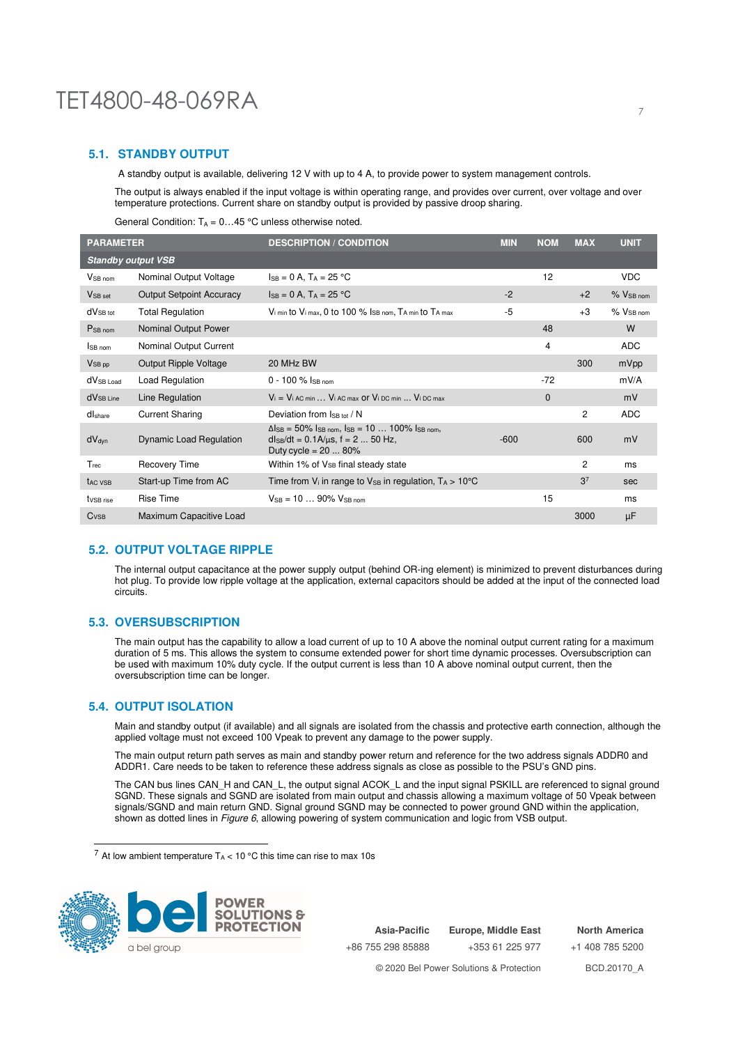## 5.1. STANDBY OUTPUT

A standby output is available, delivering 12 V with up to 4 A, to provide power to system management controls.

The output is always enabled if the input voltage is within operating range, and provides over current, over voltage and over temperature protections. Current share on standby output is provided by passive droop sharing.

General Condition: $T_A$ = 0…45 °C unless otherwise noted.

| PARAMETER | | DESCRIPTION / CONDITION | MIN | NOM | MAX | UNIT |
|---|---|---|---|---|---|---|
| *Standby output VSB* | | | | | | |
| $V_{SB\ nom}$ | Nominal Output Voltage | $I_{SB}$ = 0 A, $T_A$ = 25 °C | | 12 | | VDC |
| $V_{SB\ set}$ | Output Setpoint Accuracy | $I_{SB}$ = 0 A, $T_A$ = 25 °C | -2 | | +2 | % $V_{SB\ nom}$ |
| $dV_{SB\ tot}$ | Total Regulation | $V_{i\ min}$ to $V_{i\ max}$, 0 to 100 % $I_{SB\ nom}$, $T_{A\ min}$ to $T_{A\ max}$ | -5 | | +3 | % $V_{SB\ nom}$ |
| $P_{SB\ nom}$ | Nominal Output Power | | | 48 | | W |
| $I_{SB\ nom}$ | Nominal Output Current | | | 4 | | ADC |
| $V_{SB\ pp}$ | Output Ripple Voltage | 20 MHz BW | | | 300 | mVpp |
| $dV_{SB\ Load}$ | Load Regulation | 0 - 100 % $I_{SB\ nom}$ | | -72 | | mV/A |
| $dV_{SB\ Line}$ | Line Regulation | $V_i$ = $V_{i\ AC\ min}$ … $V_{i\ AC\ max}$ or $V_{i\ DC\ min}$ … $V_{i\ DC\ max}$ | | 0 | | mV |
| $dI_{share}$ | Current Sharing | Deviation from $I_{SB\ tot}$ / N | | | 2 | ADC |
| $dV_{dyn}$ | Dynamic Load Regulation | $\Delta I_{SB}$ = 50% $I_{SB\ nom}$, $I_{SB}$ = 10 … 100% $I_{SB\ nom}$, $dI_{SB}/dt$ = 0.1A/µs, f = 2 ... 50 Hz, Duty cycle = 20 ... 80% | -600 | | 600 | mV |
| $T_{rec}$ | Recovery Time | Within 1% of $V_{SB}$ final steady state | | | 2 | ms |
| $t_{AC\ VSB}$ | Start-up Time from AC | Time from $V_i$ in range to $V_{SB}$ in regulation, $T_A$ > 10°C | | | 3[7] | sec |
| $t_{VSB\ rise}$ | Rise Time | $V_{SB}$ = 10 … 90% $V_{SB\ nom}$ | | 15 | | ms |
| $C_{VSB}$ | Maximum Capacitive Load | | | | 3000 | µF |

## 5.2. OUTPUT VOLTAGE RIPPLE

The internal output capacitance at the power supply output (behind OR-ing element) is minimized to prevent disturbances during hot plug. To provide low ripple voltage at the application, external capacitors should be added at the input of the connected load circuits.

## 5.3. OVERSUBSCRIPTION

The main output has the capability to allow a load current of up to 10 A above the nominal output current rating for a maximum duration of 5 ms. This allows the system to consume extended power for short time dynamic processes. Oversubscription can be used with maximum 10% duty cycle. If the output current is less than 10 A above nominal output current, then the oversubscription time can be longer.

## 5.4. OUTPUT ISOLATION

Main and standby output (if available) and all signals are isolated from the chassis and protective earth connection, although the applied voltage must not exceed 100 Vpeak to prevent any damage to the power supply.

The main output return path serves as main and standby power return and reference for the two address signals ADDR0 and ADDR1. Care needs to be taken to reference these address signals as close as possible to the PSU's GND pins.

The CAN bus lines CAN_H and CAN_L, the output signal ACOK_L and the input signal PSKILL are referenced to signal ground SGND. These signals and SGND are isolated from main output and chassis allowing a maximum voltage of 50 Vpeak between signals/SGND and main return GND. Signal ground SGND may be connected to power ground GND within the application, shown as dotted lines in *Figure 6*, allowing powering of system communication and logic from VSB output.

[7] At low ambient temperature $T_A$ < 10 °C this time can rise to max 10s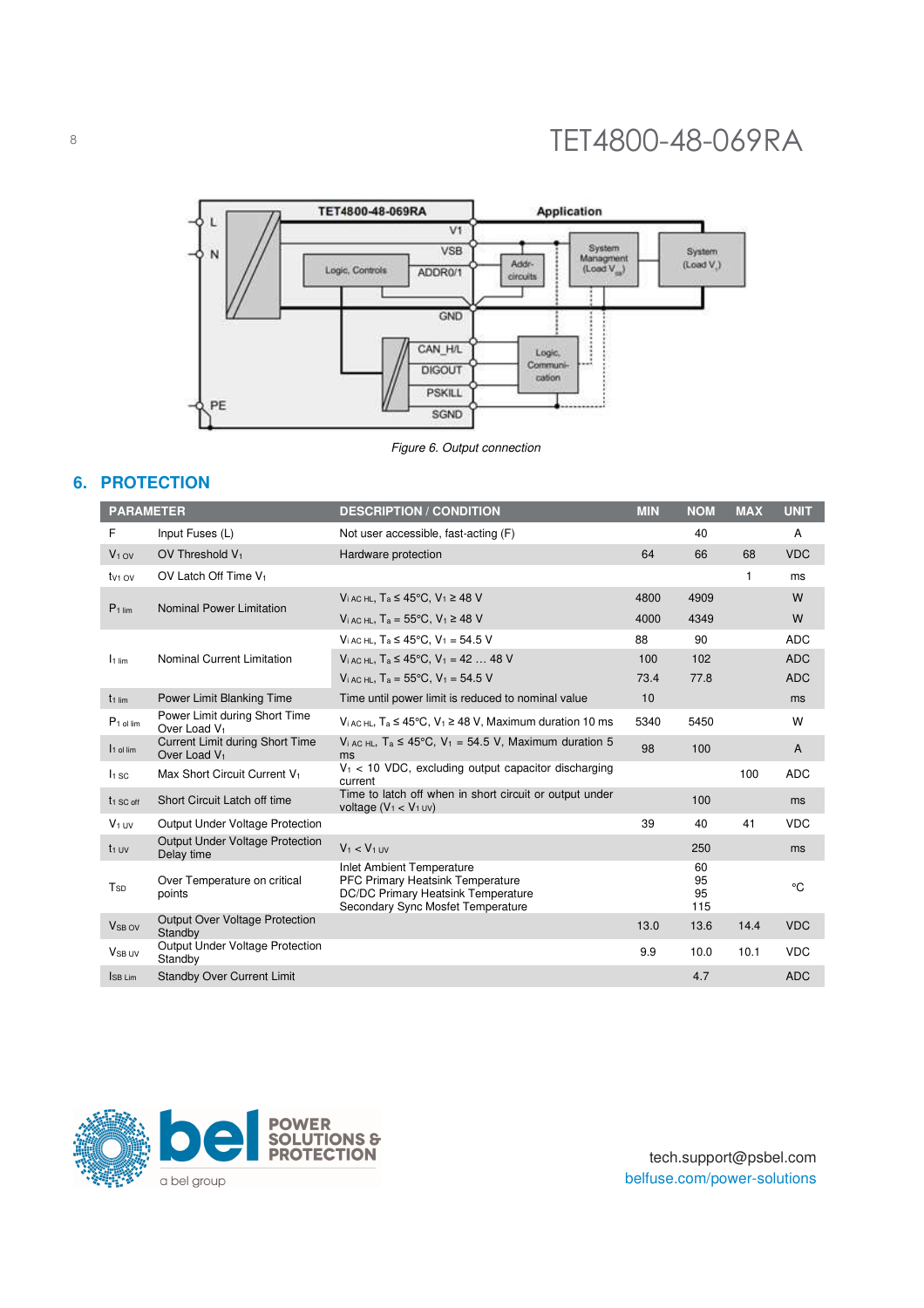Figure 6. Output connection

## 6. PROTECTION

| PARAMETER | | DESCRIPTION / CONDITION | MIN | NOM | MAX | UNIT |
|---|---|---|---|---|---|---|
| F | Input Fuses (L) | Not user accessible, fast-acting (F) | | 40 | | A |
| $V_{1\,OV}$ | OV Threshold $V_1$ | Hardware protection | 64 | 66 | 68 | VDC |
| $t_{V1\,OV}$ | OV Latch Off Time $V_1$ | | | | 1 | ms |
| $P_{1\,lim}$ | Nominal Power Limitation | $V_{i\,AC\,HL}$, $T_a \le 45°C$, $V_1 \ge 48$ V | 4800 | 4909 | | W |
| | | $V_{i\,AC\,HL}$, $T_a = 55°C$, $V_1 \ge 48$ V | 4000 | 4349 | | W |
| $I_{1\,lim}$ | Nominal Current Limitation | $V_{i\,AC\,HL}$, $T_a \le 45°C$, $V_1 = 54.5$ V | 88 | 90 | | ADC |
| | | $V_{i\,AC\,HL}$, $T_a \le 45°C$, $V_1 = 42 \ldots 48$ V | 100 | 102 | | ADC |
| | | $V_{i\,AC\,HL}$, $T_a = 55°C$, $V_1 = 54.5$ V | 73.4 | 77.8 | | ADC |
| $t_{1\,lim}$ | Power Limit Blanking Time | Time until power limit is reduced to nominal value | 10 | | | ms |
| $P_{1\,ol\,lim}$ | Power Limit during Short Time Over Load $V_1$ | $V_{i\,AC\,HL}$, $T_a \le 45°C$, $V_1 \ge 48$ V, Maximum duration 10 ms | 5340 | 5450 | | W |
| $I_{1\,ol\,lim}$ | Current Limit during Short Time Over Load $V_1$ | $V_{i\,AC\,HL}$, $T_a \le 45°C$, $V_1 = 54.5$ V, Maximum duration 5 ms | 98 | 100 | | A |
| $I_{1\,SC}$ | Max Short Circuit Current $V_1$ | $V_1 < 10$ VDC, excluding output capacitor discharging current | | | 100 | ADC |
| $t_{1\,SC\,off}$ | Short Circuit Latch off time | Time to latch off when in short circuit or output under voltage ($V_1 < V_{1\,UV}$) | | 100 | | ms |
| $V_{1\,UV}$ | Output Under Voltage Protection | | 39 | 40 | 41 | VDC |
| $t_{1\,UV}$ | Output Under Voltage Protection Delay time | $V_1 < V_{1\,UV}$ | | 250 | | ms |
| $T_{SD}$ | Over Temperature on critical points | Inlet Ambient Temperature<br>PFC Primary Heatsink Temperature<br>DC/DC Primary Heatsink Temperature<br>Secondary Sync Mosfet Temperature | | 60<br>95<br>95<br>115 | | °C |
| $V_{SB\,OV}$ | Output Over Voltage Protection Standby | | 13.0 | 13.6 | 14.4 | VDC |
| $V_{SB\,UV}$ | Output Under Voltage Protection Standby | | 9.9 | 10.0 | 10.1 | VDC |
| $I_{SB\,Lim}$ | Standby Over Current Limit | | | 4.7 | | ADC |

tech.support@psbel.com
belfuse.com/power-solutions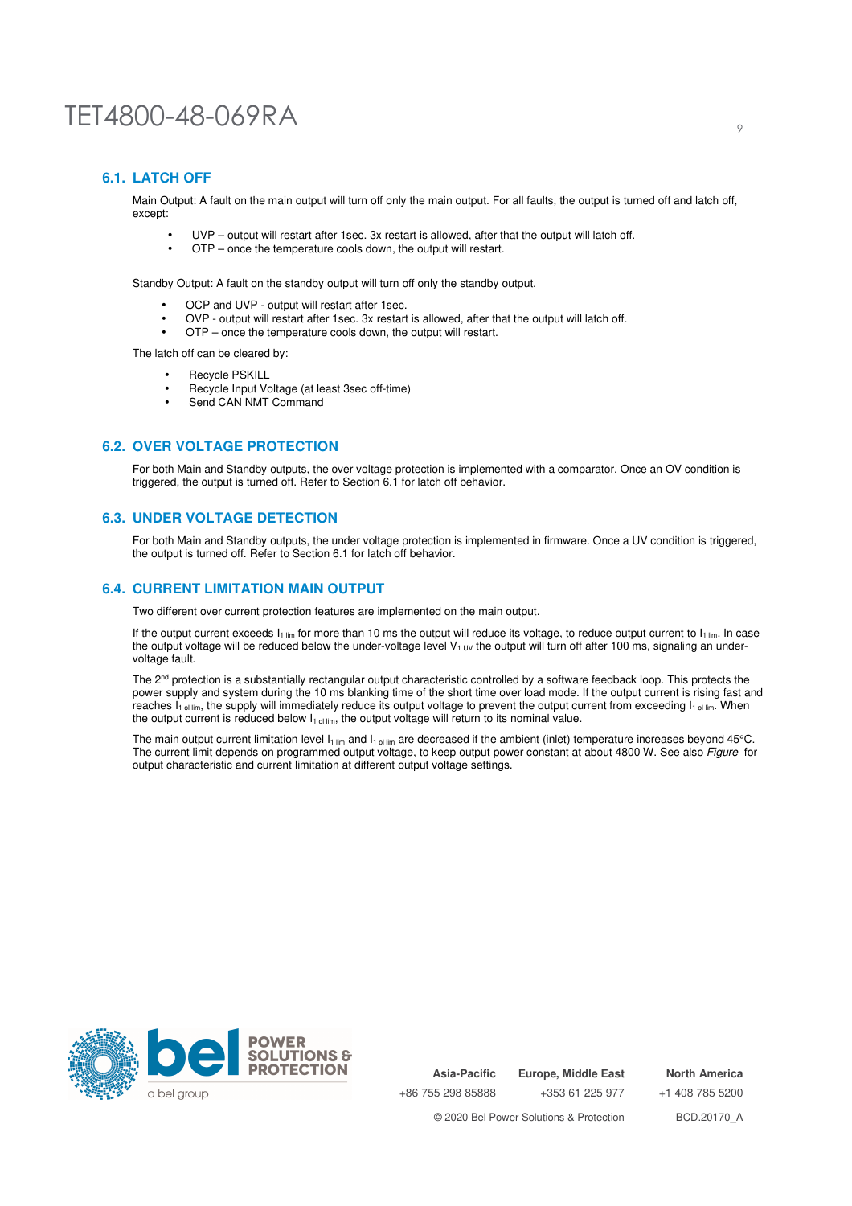## 6.1. LATCH OFF

Main Output: A fault on the main output will turn off only the main output. For all faults, the output is turned off and latch off, except:

- UVP – output will restart after 1sec. 3x restart is allowed, after that the output will latch off.
- OTP – once the temperature cools down, the output will restart.

Standby Output: A fault on the standby output will turn off only the standby output.

- OCP and UVP - output will restart after 1sec.
- OVP - output will restart after 1sec. 3x restart is allowed, after that the output will latch off.
- OTP – once the temperature cools down, the output will restart.

The latch off can be cleared by:

- Recycle PSKILL
- Recycle Input Voltage (at least 3sec off-time)
- Send CAN NMT Command

## 6.2. OVER VOLTAGE PROTECTION

For both Main and Standby outputs, the over voltage protection is implemented with a comparator. Once an OV condition is triggered, the output is turned off. Refer to Section 6.1 for latch off behavior.

## 6.3. UNDER VOLTAGE DETECTION

For both Main and Standby outputs, the under voltage protection is implemented in firmware. Once a UV condition is triggered, the output is turned off. Refer to Section 6.1 for latch off behavior.

## 6.4. CURRENT LIMITATION MAIN OUTPUT

Two different over current protection features are implemented on the main output.

If the output current exceeds $I_{1\ lim}$ for more than 10 ms the output will reduce its voltage, to reduce output current to $I_{1\ lim}$. In case the output voltage will be reduced below the under-voltage level $V_{1\ UV}$ the output will turn off after 100 ms, signaling an under-voltage fault.

The 2nd protection is a substantially rectangular output characteristic controlled by a software feedback loop. This protects the power supply and system during the 10 ms blanking time of the short time over load mode. If the output current is rising fast and reaches $I_{1\ ol\ lim}$, the supply will immediately reduce its output voltage to prevent the output current from exceeding $I_{1\ ol\ lim}$. When the output current is reduced below $I_{1\ ol\ lim}$, the output voltage will return to its nominal value.

The main output current limitation level $I_{1\ lim}$ and $I_{1\ ol\ lim}$ are decreased if the ambient (inlet) temperature increases beyond 45°C. The current limit depends on programmed output voltage, to keep output power constant at about 4800 W. See also *Figure* for output characteristic and current limitation at different output voltage settings.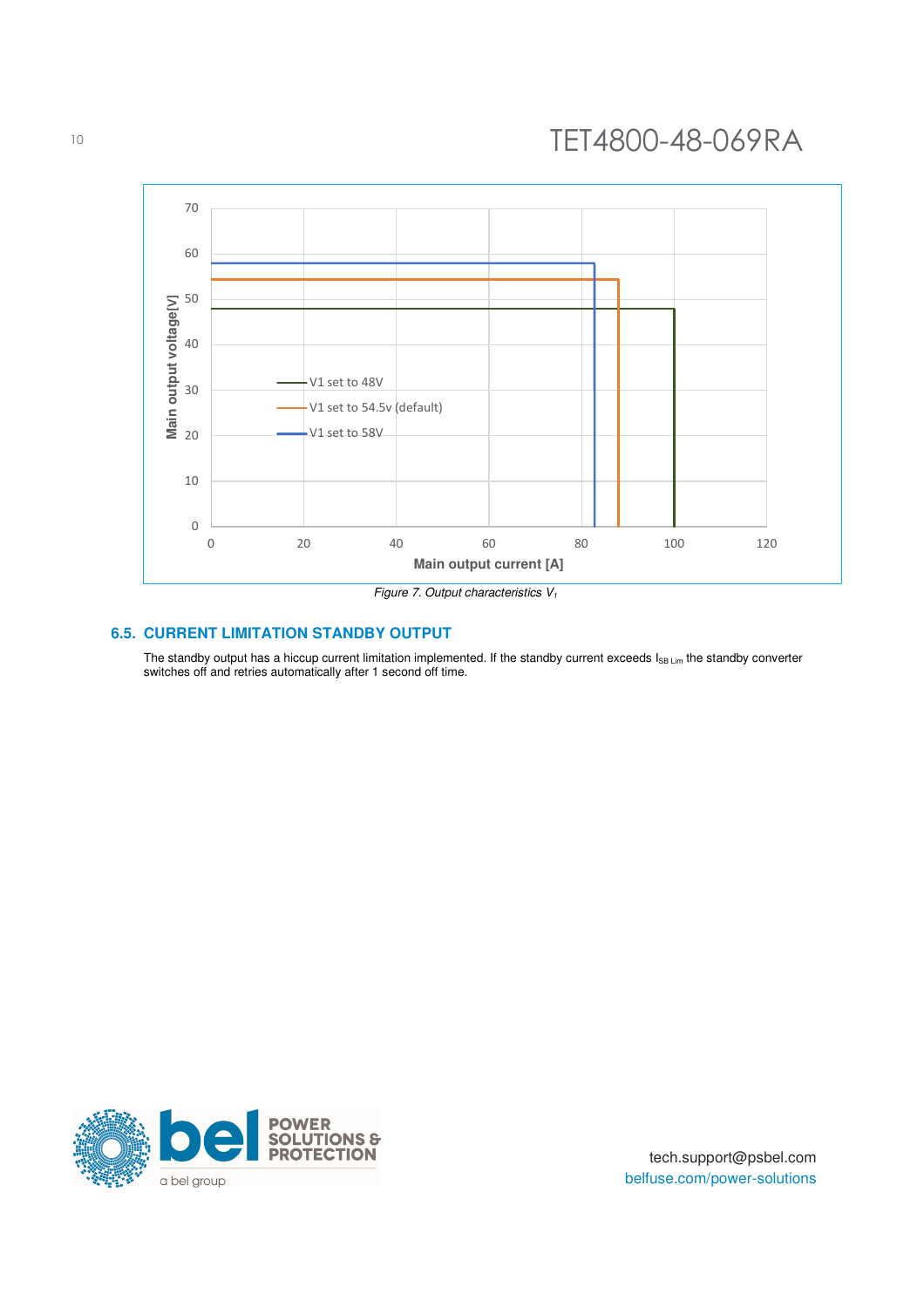*Figure 7. Output characteristics $V_1$*

### 6.5. CURRENT LIMITATION STANDBY OUTPUT

The standby output has a hiccup current limitation implemented. If the standby current exceeds $I_{SB\ Lim}$ the standby converter switches off and retries automatically after 1 second off time.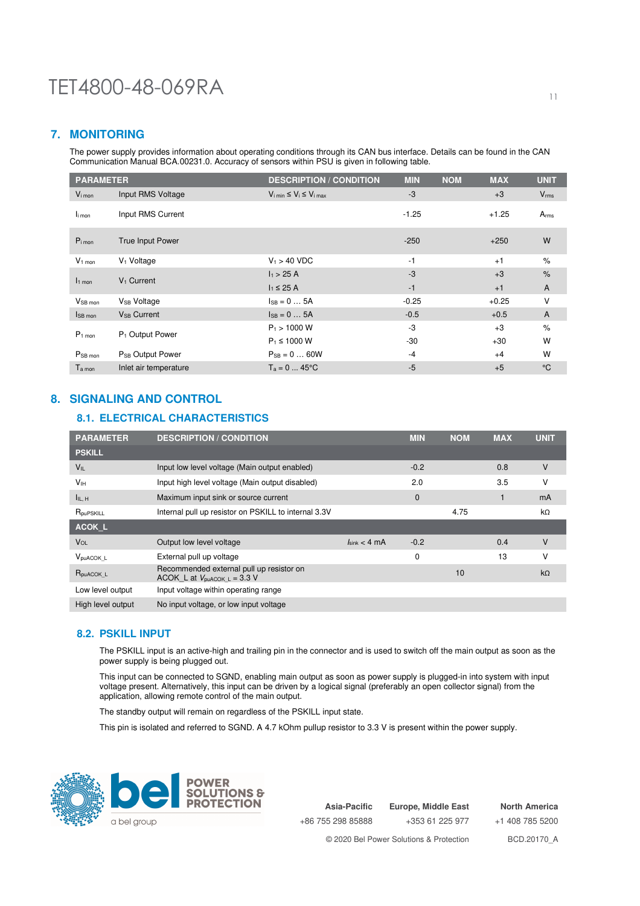## 7. MONITORING

The power supply provides information about operating conditions through its CAN bus interface. Details can be found in the CAN Communication Manual BCA.00231.0. Accuracy of sensors within PSU is given in following table.

| PARAMETER | | DESCRIPTION / CONDITION | MIN | NOM | MAX | UNIT |
|---|---|---|---|---|---|---|
| $V_{i\,mon}$ | Input RMS Voltage | $V_{i\,min} \leq V_i \leq V_{i\,max}$ | -3 | | +3 | $V_{rms}$ |
| $I_{i\,mon}$ | Input RMS Current | | -1.25 | | +1.25 | $A_{rms}$ |
| $P_{i\,mon}$ | True Input Power | | -250 | | +250 | W |
| $V_{1\,mon}$ | $V_1$ Voltage | $V_1$ > 40 VDC | -1 | | +1 | % |
| $I_{1\,mon}$ | $V_1$ Current | $I_1$ > 25 A | -3 | | +3 | % |
| | | $I_1 \leq$ 25 A | -1 | | +1 | A |
| $V_{SB\,mon}$ | $V_{SB}$ Voltage | $I_{SB}$ = 0 … 5A | -0.25 | | +0.25 | V |
| $I_{SB\,mon}$ | $V_{SB}$ Current | $I_{SB}$ = 0 … 5A | -0.5 | | +0.5 | A |
| $P_{1\,mon}$ | $P_1$ Output Power | $P_1$ > 1000 W | -3 | | +3 | % |
| | | $P_1 \leq$ 1000 W | -30 | | +30 | W |
| $P_{SB\,mon}$ | $P_{SB}$ Output Power | $P_{SB}$ = 0 … 60W | -4 | | +4 | W |
| $T_{a\,mon}$ | Inlet air temperature | $T_a$ = 0 … 45°C | -5 | | +5 | °C |

## 8. SIGNALING AND CONTROL

### 8.1. ELECTRICAL CHARACTERISTICS

| PARAMETER | DESCRIPTION / CONDITION | | MIN | NOM | MAX | UNIT |
|---|---|---|---|---|---|---|
| **PSKILL** | | | | | | |
| $V_{IL}$ | Input low level voltage (Main output enabled) | | -0.2 | | 0.8 | V |
| $V_{IH}$ | Input high level voltage (Main output disabled) | | 2.0 | | 3.5 | V |
| $I_{IL,\,H}$ | Maximum input sink or source current | | 0 | | 1 | mA |
| $R_{puPSKILL}$ | Internal pull up resistor on PSKILL to internal 3.3V | | | 4.75 | | kΩ |
| **ACOK_L** | | | | | | |
| $V_{OL}$ | Output low level voltage | $I_{sink}$ < 4 mA | -0.2 | | 0.4 | V |
| $V_{puACOK\_L}$ | External pull up voltage | | 0 | | 13 | V |
| $R_{puACOK\_L}$ | Recommended external pull up resistor on ACOK_L at $V_{puACOK\_L}$ = 3.3 V | | | 10 | | kΩ |
| Low level output | Input voltage within operating range | | | | | |
| High level output | No input voltage, or low input voltage | | | | | |

### 8.2. PSKILL INPUT

The PSKILL input is an active-high and trailing pin in the connector and is used to switch off the main output as soon as the power supply is being plugged out.

This input can be connected to SGND, enabling main output as soon as power supply is plugged-in into system with input voltage present. Alternatively, this input can be driven by a logical signal (preferably an open collector signal) from the application, allowing remote control of the main output.

The standby output will remain on regardless of the PSKILL input state.

This pin is isolated and referred to SGND. A 4.7 kOhm pullup resistor to 3.3 V is present within the power supply.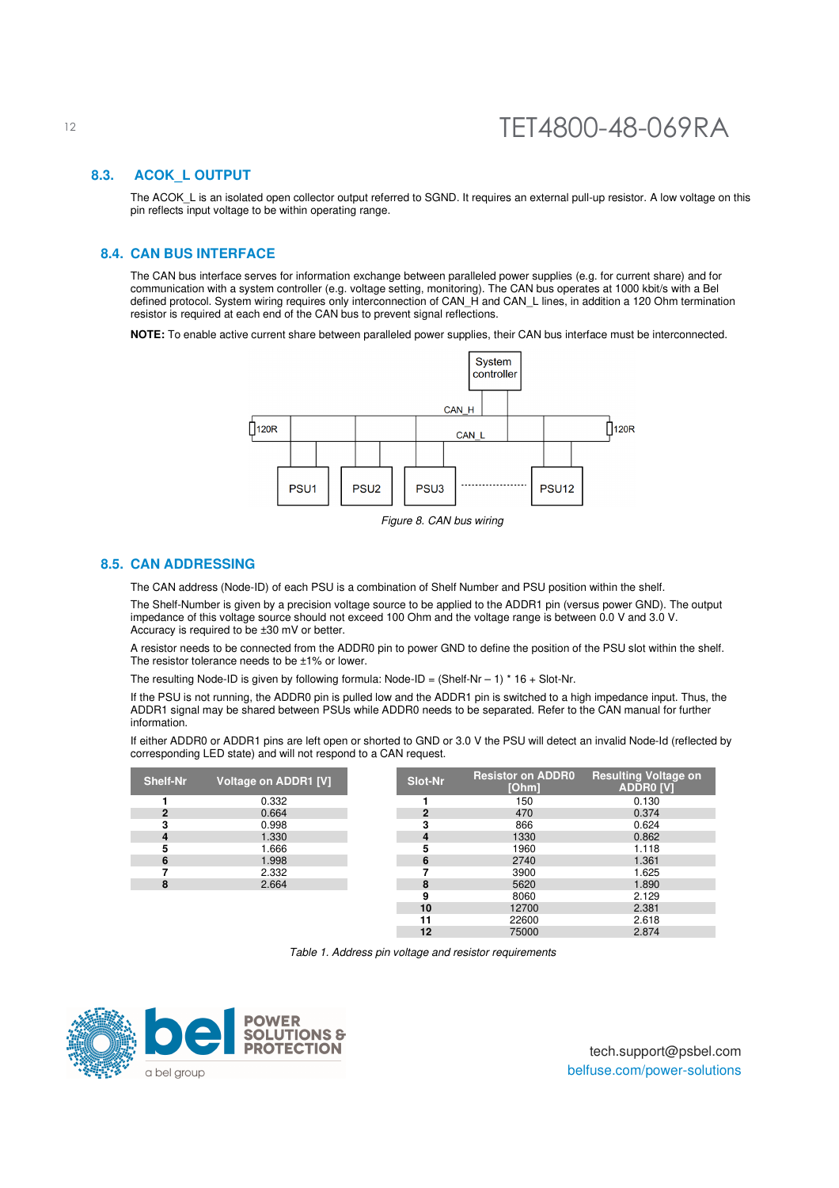## 8.3. ACOK_L OUTPUT

The ACOK_L is an isolated open collector output referred to SGND. It requires an external pull-up resistor. A low voltage on this pin reflects input voltage to be within operating range.

## 8.4. CAN BUS INTERFACE

The CAN bus interface serves for information exchange between paralleled power supplies (e.g. for current share) and for communication with a system controller (e.g. voltage setting, monitoring). The CAN bus operates at 1000 kbit/s with a Bel defined protocol. System wiring requires only interconnection of CAN_H and CAN_L lines, in addition a 120 Ohm termination resistor is required at each end of the CAN bus to prevent signal reflections.

**NOTE:** To enable active current share between paralleled power supplies, their CAN bus interface must be interconnected.

*Figure 8. CAN bus wiring*

## 8.5. CAN ADDRESSING

The CAN address (Node-ID) of each PSU is a combination of Shelf Number and PSU position within the shelf.

The Shelf-Number is given by a precision voltage source to be applied to the ADDR1 pin (versus power GND). The output impedance of this voltage source should not exceed 100 Ohm and the voltage range is between 0.0 V and 3.0 V. Accuracy is required to be ±30 mV or better.

A resistor needs to be connected from the ADDR0 pin to power GND to define the position of the PSU slot within the shelf. The resistor tolerance needs to be ±1% or lower.

The resulting Node-ID is given by following formula: Node-ID = (Shelf-Nr – 1) * 16 + Slot-Nr.

If the PSU is not running, the ADDR0 pin is pulled low and the ADDR1 pin is switched to a high impedance input. Thus, the ADDR1 signal may be shared between PSUs while ADDR0 needs to be separated. Refer to the CAN manual for further information.

If either ADDR0 or ADDR1 pins are left open or shorted to GND or 3.0 V the PSU will detect an invalid Node-Id (reflected by corresponding LED state) and will not respond to a CAN request.

| Shelf-Nr | Voltage on ADDR1 [V] |
|---|---|
| 1 | 0.332 |
| 2 | 0.664 |
| 3 | 0.998 |
| 4 | 1.330 |
| 5 | 1.666 |
| 6 | 1.998 |
| 7 | 2.332 |
| 8 | 2.664 |

| Slot-Nr | Resistor on ADDR0 [Ohm] | Resulting Voltage on ADDR0 [V] |
|---|---|---|
| 1 | 150 | 0.130 |
| 2 | 470 | 0.374 |
| 3 | 866 | 0.624 |
| 4 | 1330 | 0.862 |
| 5 | 1960 | 1.118 |
| 6 | 2740 | 1.361 |
| 7 | 3900 | 1.625 |
| 8 | 5620 | 1.890 |
| 9 | 8060 | 2.129 |
| 10 | 12700 | 2.381 |
| 11 | 22600 | 2.618 |
| 12 | 75000 | 2.874 |

*Table 1. Address pin voltage and resistor requirements*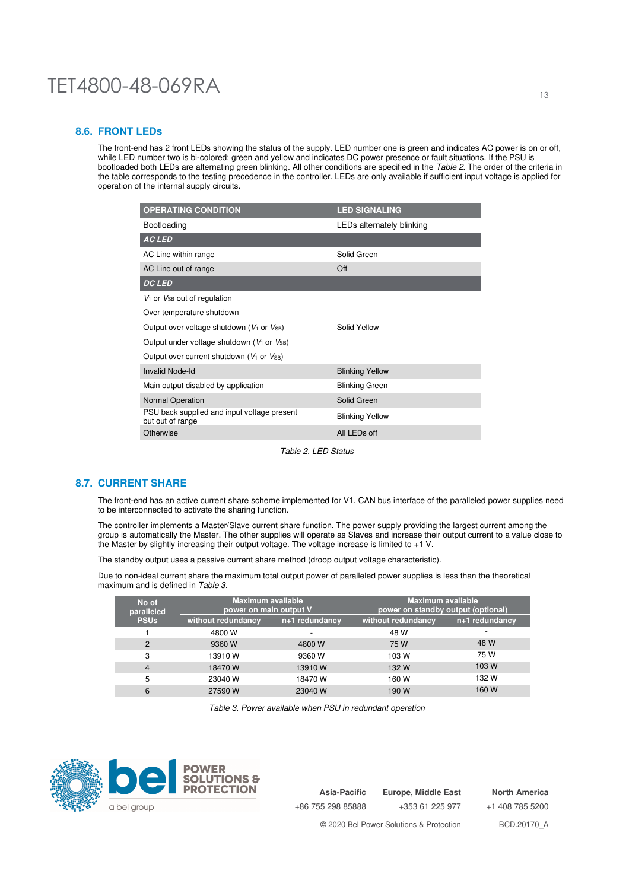## 8.6. FRONT LEDs

The front-end has 2 front LEDs showing the status of the supply. LED number one is green and indicates AC power is on or off, while LED number two is bi-colored: green and yellow and indicates DC power presence or fault situations. If the PSU is bootloaded both LEDs are alternating green blinking. All other conditions are specified in the *Table 2*. The order of the criteria in the table corresponds to the testing precedence in the controller. LEDs are only available if sufficient input voltage is applied for operation of the internal supply circuits.

| OPERATING CONDITION | LED SIGNALING |
|---|---|
| Bootloading | LEDs alternately blinking |
| ***AC LED*** | |
| AC Line within range | Solid Green |
| AC Line out of range | Off |
| ***DC LED*** | |
| $V_1$ or $V_{SB}$ out of regulation<br>Over temperature shutdown<br>Output over voltage shutdown ($V_1$ or $V_{SB}$)<br>Output under voltage shutdown ($V_1$ or $V_{SB}$)<br>Output over current shutdown ($V_1$ or $V_{SB}$) | Solid Yellow |
| Invalid Node-Id | Blinking Yellow |
| Main output disabled by application | Blinking Green |
| Normal Operation | Solid Green |
| PSU back supplied and input voltage present but out of range | Blinking Yellow |
| Otherwise | All LEDs off |

*Table 2. LED Status*

## 8.7. CURRENT SHARE

The front-end has an active current share scheme implemented for V1. CAN bus interface of the paralleled power supplies need to be interconnected to activate the sharing function.

The controller implements a Master/Slave current share function. The power supply providing the largest current among the group is automatically the Master. The other supplies will operate as Slaves and increase their output current to a value close to the Master by slightly increasing their output voltage. The voltage increase is limited to +1 V.

The standby output uses a passive current share method (droop output voltage characteristic).

Due to non-ideal current share the maximum total output power of paralleled power supplies is less than the theoretical maximum and is defined in *Table 3*.

| No of paralleled PSUs | Maximum available power on main output V | | Maximum available power on standby output (optional) | |
|---|---|---|---|---|
| | without redundancy | n+1 redundancy | without redundancy | n+1 redundancy |
| 1 | 4800 W | - | 48 W | - |
| 2 | 9360 W | 4800 W | 75 W | 48 W |
| 3 | 13910 W | 9360 W | 103 W | 75 W |
| 4 | 18470 W | 13910 W | 132 W | 103 W |
| 5 | 23040 W | 18470 W | 160 W | 132 W |
| 6 | 27590 W | 23040 W | 190 W | 160 W |

*Table 3. Power available when PSU in redundant operation*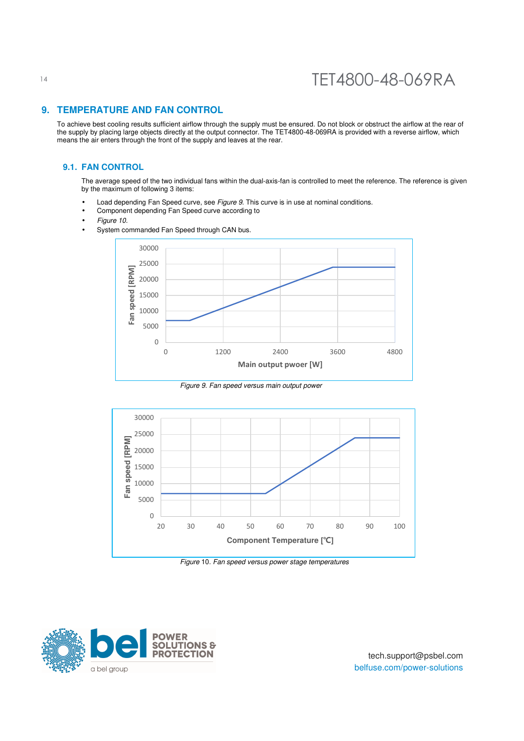## 9. TEMPERATURE AND FAN CONTROL

To achieve best cooling results sufficient airflow through the supply must be ensured. Do not block or obstruct the airflow at the rear of the supply by placing large objects directly at the output connector. The TET4800-48-069RA is provided with a reverse airflow, which means the air enters through the front of the supply and leaves at the rear.

### 9.1. FAN CONTROL

The average speed of the two individual fans within the dual-axis-fan is controlled to meet the reference. The reference is given by the maximum of following 3 items:

- Load depending Fan Speed curve, see *Figure 9*. This curve is in use at nominal conditions.
- Component depending Fan Speed curve according to
- *Figure 10*.
- System commanded Fan Speed through CAN bus.

*Figure 9. Fan speed versus main output power*

*Figure 10. Fan speed versus power stage temperatures*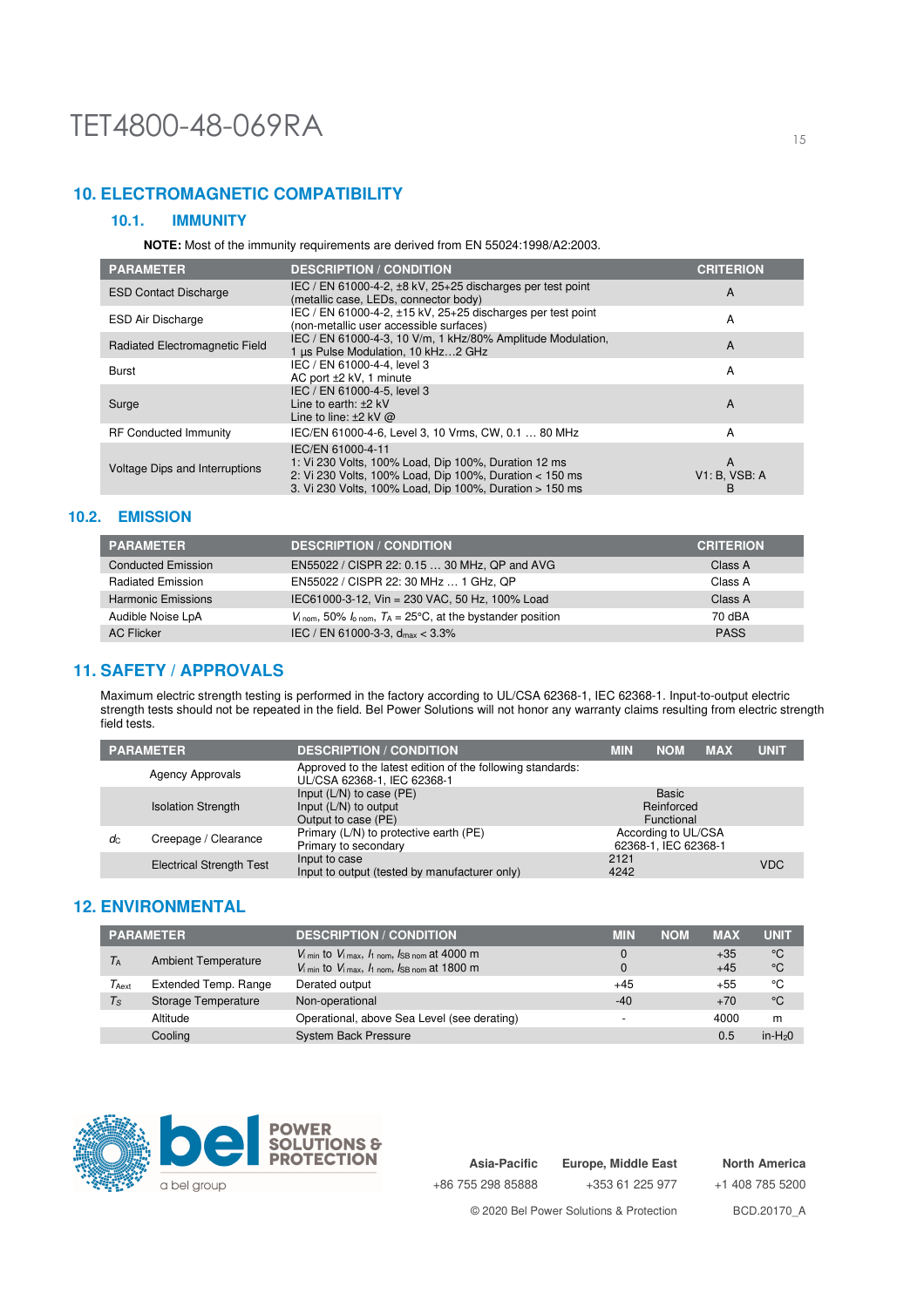## 10. ELECTROMAGNETIC COMPATIBILITY

### 10.1. IMMUNITY

**NOTE:** Most of the immunity requirements are derived from EN 55024:1998/A2:2003.

| PARAMETER | DESCRIPTION / CONDITION | CRITERION |
|---|---|---|
| ESD Contact Discharge | IEC / EN 61000-4-2, ±8 kV, 25+25 discharges per test point (metallic case, LEDs, connector body) | A |
| ESD Air Discharge | IEC / EN 61000-4-2, ±15 kV, 25+25 discharges per test point (non-metallic user accessible surfaces) | A |
| Radiated Electromagnetic Field | IEC / EN 61000-4-3, 10 V/m, 1 kHz/80% Amplitude Modulation, 1 µs Pulse Modulation, 10 kHz…2 GHz | A |
| Burst | IEC / EN 61000-4-4, level 3<br>AC port ±2 kV, 1 minute | A |
| Surge | IEC / EN 61000-4-5, level 3<br>Line to earth: ±2 kV<br>Line to line: ±2 kV @ | A |
| RF Conducted Immunity | IEC/EN 61000-4-6, Level 3, 10 Vrms, CW, 0.1 … 80 MHz | A |
| Voltage Dips and Interruptions | IEC/EN 61000-4-11<br>1: Vi 230 Volts, 100% Load, Dip 100%, Duration 12 ms<br>2: Vi 230 Volts, 100% Load, Dip 100%, Duration < 150 ms<br>3. Vi 230 Volts, 100% Load, Dip 100%, Duration > 150 ms | A<br>V1: B, VSB: A<br>B |

### 10.2. EMISSION

| PARAMETER | DESCRIPTION / CONDITION | CRITERION |
|---|---|---|
| Conducted Emission | EN55022 / CISPR 22: 0.15 … 30 MHz, QP and AVG | Class A |
| Radiated Emission | EN55022 / CISPR 22: 30 MHz … 1 GHz, QP | Class A |
| Harmonic Emissions | IEC61000-3-12, Vin = 230 VAC, 50 Hz, 100% Load | Class A |
| Audible Noise LpA | $V_{i\ nom}$, 50% $I_{o\ nom}$, $T_A$ = 25°C, at the bystander position | 70 dBA |
| AC Flicker | IEC / EN 61000-3-3, $d_{max}$ < 3.3% | PASS |

## 11. SAFETY / APPROVALS

Maximum electric strength testing is performed in the factory according to UL/CSA 62368-1, IEC 62368-1. Input-to-output electric strength tests should not be repeated in the field. Bel Power Solutions will not honor any warranty claims resulting from electric strength field tests.

| | PARAMETER | DESCRIPTION / CONDITION | MIN | NOM | MAX | UNIT |
|---|---|---|---|---|---|---|
| | Agency Approvals | Approved to the latest edition of the following standards: UL/CSA 62368-1, IEC 62368-1 | | | | |
| | Isolation Strength | Input (L/N) to case (PE)<br>Input (L/N) to output<br>Output to case (PE) | | Basic<br>Reinforced<br>Functional | | |
| $d_C$ | Creepage / Clearance | Primary (L/N) to protective earth (PE)<br>Primary to secondary | | According to UL/CSA 62368-1, IEC 62368-1 | | |
| | Electrical Strength Test | Input to case<br>Input to output (tested by manufacturer only) | 2121<br>4242 | | | VDC |

## 12. ENVIRONMENTAL

| | PARAMETER | DESCRIPTION / CONDITION | MIN | NOM | MAX | UNIT |
|---|---|---|---|---|---|---|
| $T_A$ | Ambient Temperature | $V_{i\ min}$ to $V_{i\ max}$, $I_{1\ nom}$, $I_{SB\ nom}$ at 4000 m<br>$V_{i\ min}$ to $V_{i\ max}$, $I_{1\ nom}$, $I_{SB\ nom}$ at 1800 m | 0<br>0 | | +35<br>+45 | °C<br>°C |
| $T_{Aext}$ | Extended Temp. Range | Derated output | +45 | | +55 | °C |
| $T_S$ | Storage Temperature | Non-operational | -40 | | +70 | °C |
| | Altitude | Operational, above Sea Level (see derating) | - | | 4000 | m |
| | Cooling | System Back Pressure | | | 0.5 | in-H20 |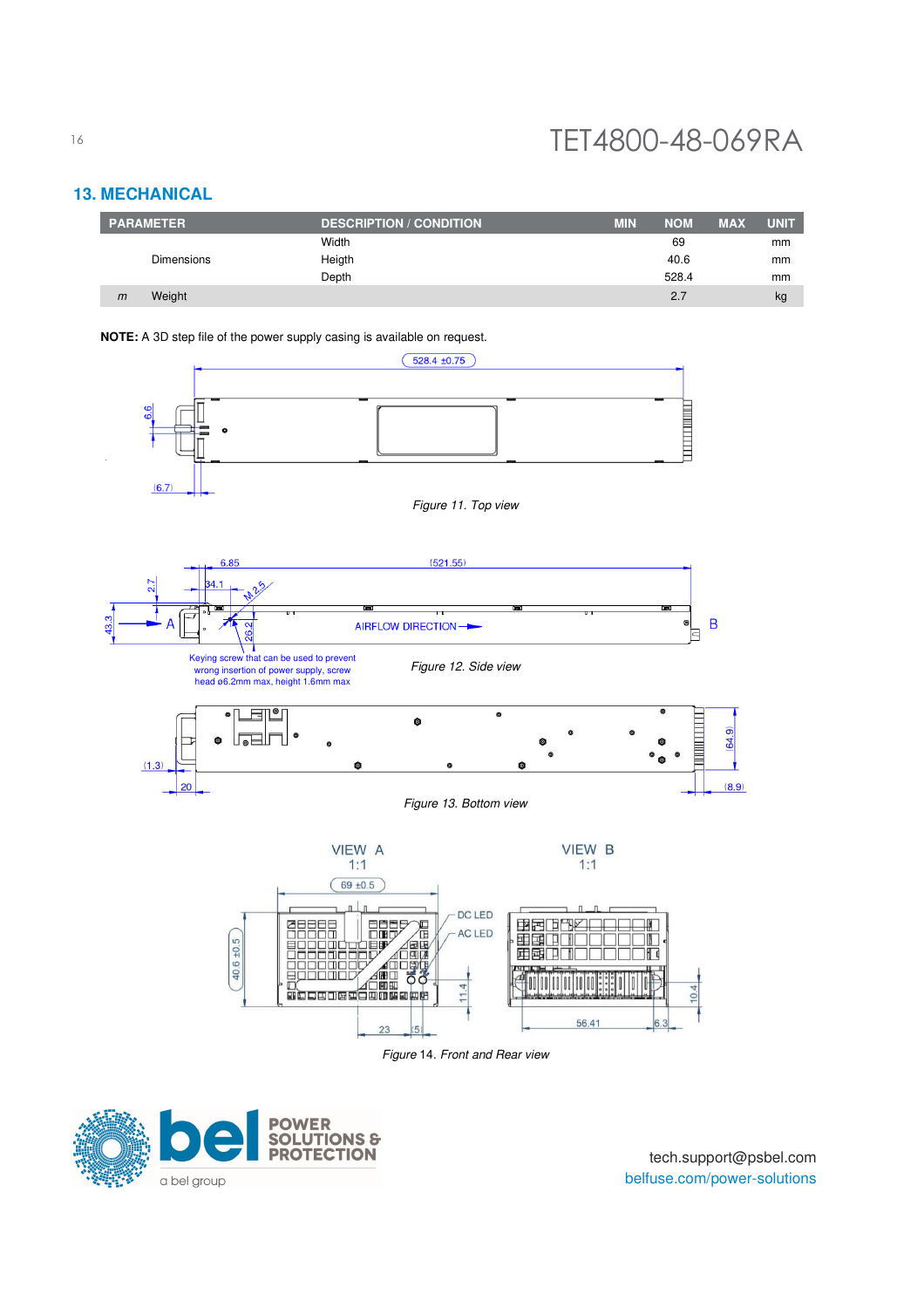## 13. MECHANICAL

| PARAMETER | | DESCRIPTION / CONDITION | MIN | NOM | MAX | UNIT |
|---|---|---|---|---|---|---|
| | Dimensions | Width | | 69 | | mm |
| | | Heigth | | 40.6 | | mm |
| | | Depth | | 528.4 | | mm |
| *m* | Weight | | | 2.7 | | kg |

**NOTE:** A 3D step file of the power supply casing is available on request.

*Figure 11. Top view*

Keying screw that can be used to prevent wrong insertion of power supply, screw head ø6.2mm max, height 1.6mm max

*Figure 12. Side view*

*Figure 13. Bottom view*

*Figure 14. Front and Rear view*

tech.support@psbel.com
belfuse.com/power-solutions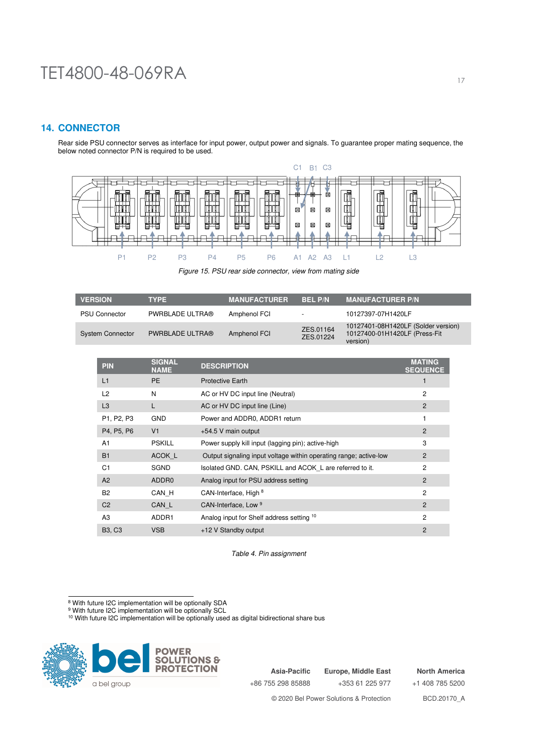## 14. CONNECTOR

Rear side PSU connector serves as interface for input power, output power and signals. To guarantee proper mating sequence, the below noted connector P/N is required to be used.

*Figure 15. PSU rear side connector, view from mating side*

| VERSION | TYPE | MANUFACTURER | BEL P/N | MANUFACTURER P/N |
|---|---|---|---|---|
| PSU Connector | PWRBLADE ULTRA® | Amphenol FCI | - | 10127397-07H1420LF |
| System Connector | PWRBLADE ULTRA® | Amphenol FCI | ZES.01164 ZES.01224 | 10127401-08H1420LF (Solder version) 10127400-01H1420LF (Press-Fit version) |

| PIN | SIGNAL NAME | DESCRIPTION | MATING SEQUENCE |
|---|---|---|---|
| L1 | PE | Protective Earth | 1 |
| L2 | N | AC or HV DC input line (Neutral) | 2 |
| L3 | L | AC or HV DC input line (Line) | 2 |
| P1, P2, P3 | GND | Power and ADDR0, ADDR1 return | 1 |
| P4, P5, P6 | V1 | +54.5 V main output | 2 |
| A1 | PSKILL | Power supply kill input (lagging pin); active-high | 3 |
| B1 | ACOK_L | Output signaling input voltage within operating range; active-low | 2 |
| C1 | SGND | Isolated GND. CAN, PSKILL and ACOK_L are referred to it. | 2 |
| A2 | ADDR0 | Analog input for PSU address setting | 2 |
| B2 | CAN_H | CAN-Interface, High [8] | 2 |
| C2 | CAN_L | CAN-Interface, Low [9] | 2 |
| A3 | ADDR1 | Analog input for Shelf address setting [10] | 2 |
| B3, C3 | VSB | +12 V Standby output | 2 |

*Table 4. Pin assignment*

[8] With future I2C implementation will be optionally SDA
[9] With future I2C implementation will be optionally SCL
[10] With future I2C implementation will be optionally used as digital bidirectional share bus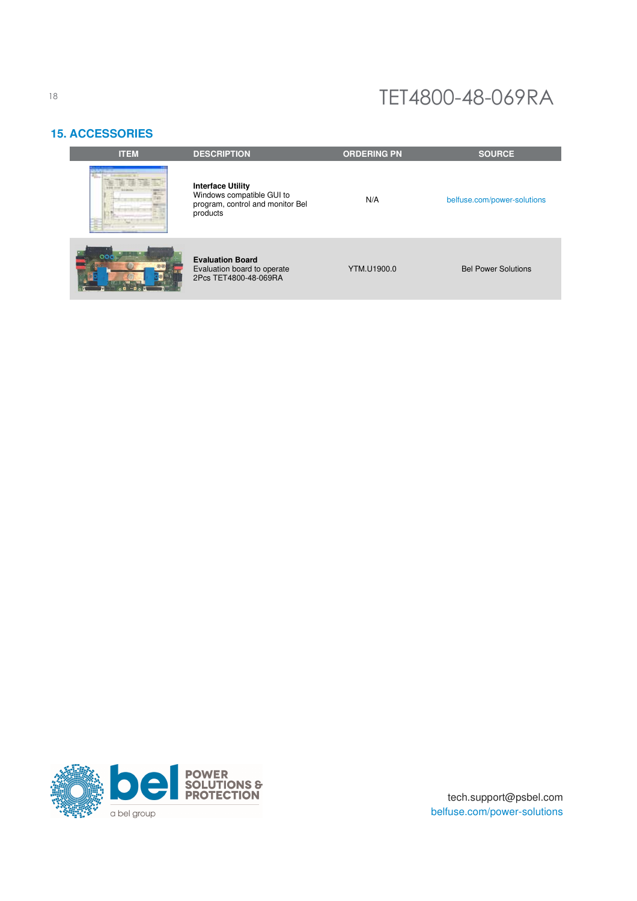## 15. ACCESSORIES

| ITEM | DESCRIPTION | ORDERING PN | SOURCE |
|---|---|---|---|
| | **Interface Utility** Windows compatible GUI to program, control and monitor Bel products | N/A | belfuse.com/power-solutions |
| | **Evaluation Board** Evaluation board to operate 2Pcs TET4800-48-069RA | YTM.U1900.0 | Bel Power Solutions |

tech.support@psbel.com
belfuse.com/power-solutions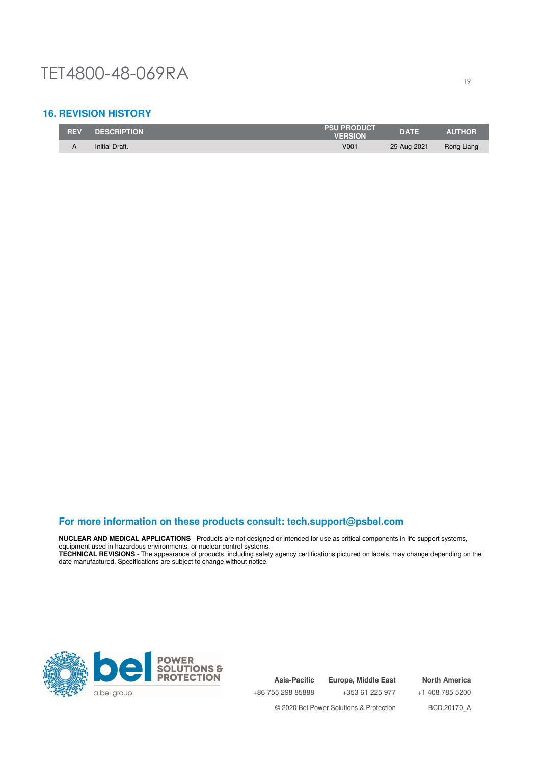## 16. REVISION HISTORY

| REV | DESCRIPTION | PSU PRODUCT VERSION | DATE | AUTHOR |
|---|---|---|---|---|
| A | Initial Draft. | V001 | 25-Aug-2021 | Rong Liang |

**For more information on these products consult: tech.support@psbel.com**

**NUCLEAR AND MEDICAL APPLICATIONS** - Products are not designed or intended for use as critical components in life support systems, equipment used in hazardous environments, or nuclear control systems.
**TECHNICAL REVISIONS** - The appearance of products, including safety agency certifications pictured on labels, may change depending on the date manufactured. Specifications are subject to change without notice.

bel POWER SOLUTIONS & PROTECTION
a bel group

| Asia-Pacific | Europe, Middle East | North America |
|---|---|---|
| +86 755 298 85888 | +353 61 225 977 | +1 408 785 5200 |

© 2020 Bel Power Solutions & Protection BCD.20170_A